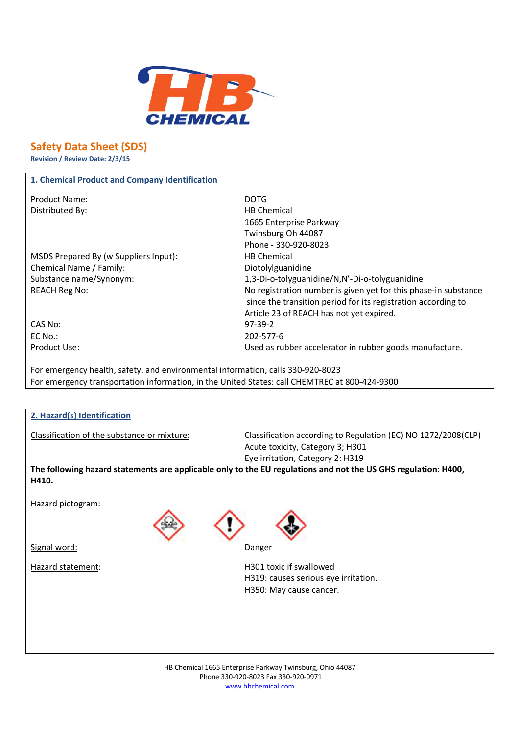# Safety Data Sheet (SDS)

**Revision / Review Date: 2/3/15**

## 1. Chemical Product and Company Identification

| | |
|---|---|
| Product Name: | DOTG |
| Distributed By: | HB Chemical<br>1665 Enterprise Parkway<br>Twinsburg Oh 44087<br>Phone - 330-920-8023 |
| MSDS Prepared By (w Suppliers Input): | HB Chemical |
| Chemical Name / Family: | Diotolylguanidine |
| Substance name/Synonym: | 1,3-Di-o-tolyguanidine/N,N'-Di-o-tolyguanidine |
| REACH Reg No: | No registration number is given yet for this phase-in substance since the transition period for its registration according to Article 23 of REACH has not yet expired. |
| CAS No: | 97-39-2 |
| EC No.: | 202-577-6 |
| Product Use: | Used as rubber accelerator in rubber goods manufacture. |

For emergency health, safety, and environmental information, calls 330-920-8023
For emergency transportation information, in the United States: call CHEMTREC at 800-424-9300

## 2. Hazard(s) Identification

Classification of the substance or mixture:
Classification according to Regulation (EC) NO 1272/2008(CLP)
Acute toxicity, Category 3; H301
Eye irritation, Category 2: H319

**The following hazard statements are applicable only to the EU regulations and not the US GHS regulation: H400, H410.**

Hazard pictogram:

Signal word: Danger

Hazard statement:
H301 toxic if swallowed
H319: causes serious eye irritation.
H350: May cause cancer.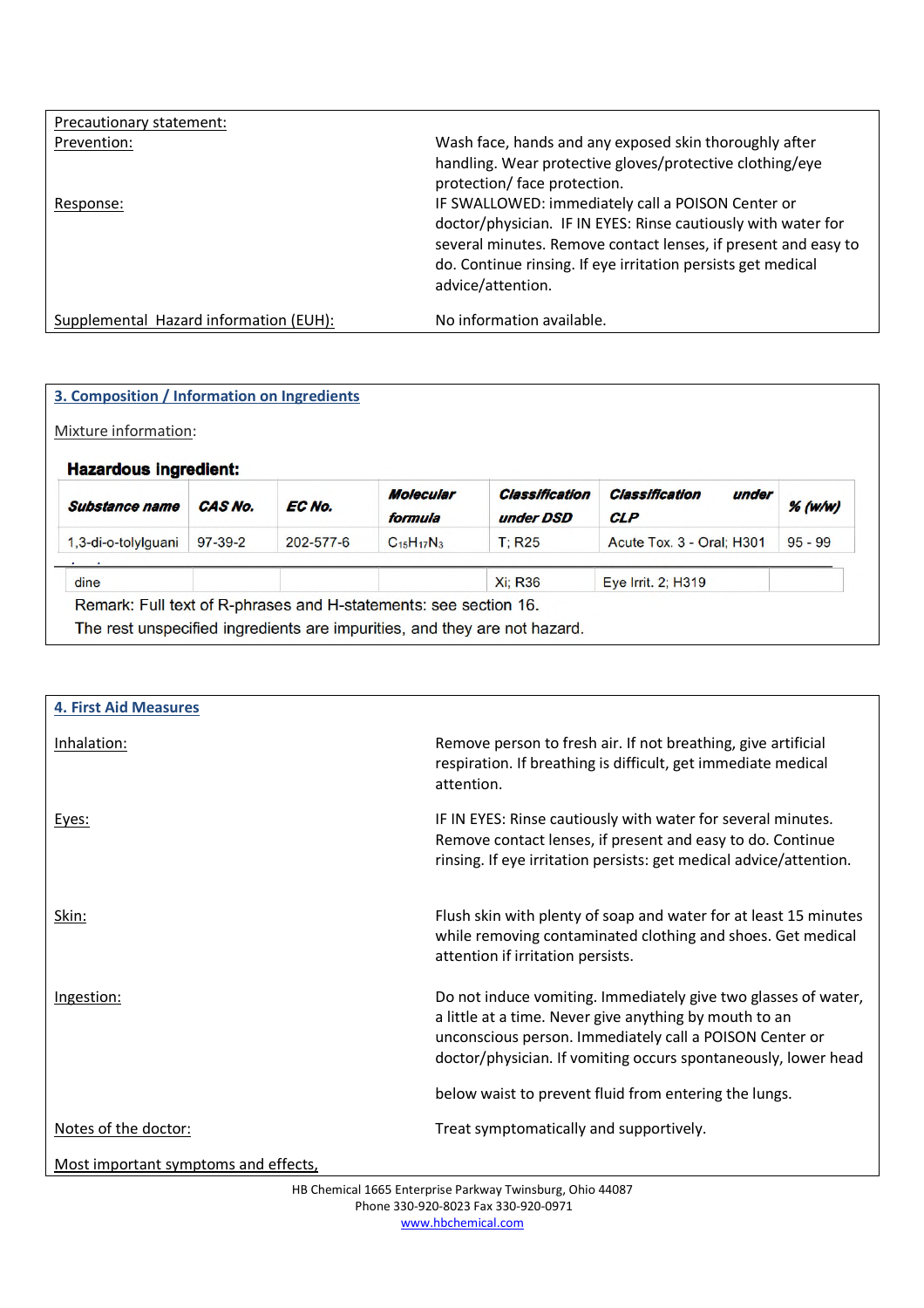Precautionary statement:

Prevention: Wash face, hands and any exposed skin thoroughly after handling. Wear protective gloves/protective clothing/eye protection/ face protection.

Response: IF SWALLOWED: immediately call a POISON Center or doctor/physician. IF IN EYES: Rinse cautiously with water for several minutes. Remove contact lenses, if present and easy to do. Continue rinsing. If eye irritation persists get medical advice/attention.

Supplemental Hazard information (EUH): No information available.

## 3. Composition / Information on Ingredients

Mixture information:

**Hazardous Ingredient:**

| Substance name | CAS No. | EC No. | Molecular formula | Classification under DSD | Classification under CLP | % (w/w) |
|---|---|---|---|---|---|---|
| 1,3-di-o-tolylguanidine | 97-39-2 | 202-577-6 | $C_{15}H_{17}N_3$ | T; R25 | Acute Tox. 3 - Oral; H301 | 95 - 99 |
| | | | | Xi; R36 | Eye Irrit. 2; H319 | |

Remark: Full text of R-phrases and H-statements: see section 16.

The rest unspecified ingredients are impurities, and they are not hazard.

## 4. First Aid Measures

Inhalation: Remove person to fresh air. If not breathing, give artificial respiration. If breathing is difficult, get immediate medical attention.

Eyes: IF IN EYES: Rinse cautiously with water for several minutes. Remove contact lenses, if present and easy to do. Continue rinsing. If eye irritation persists: get medical advice/attention.

Skin: Flush skin with plenty of soap and water for at least 15 minutes while removing contaminated clothing and shoes. Get medical attention if irritation persists.

Ingestion: Do not induce vomiting. Immediately give two glasses of water, a little at a time. Never give anything by mouth to an unconscious person. Immediately call a POISON Center or doctor/physician. If vomiting occurs spontaneously, lower head below waist to prevent fluid from entering the lungs.

Notes of the doctor: Treat symptomatically and supportively.

Most important symptoms and effects,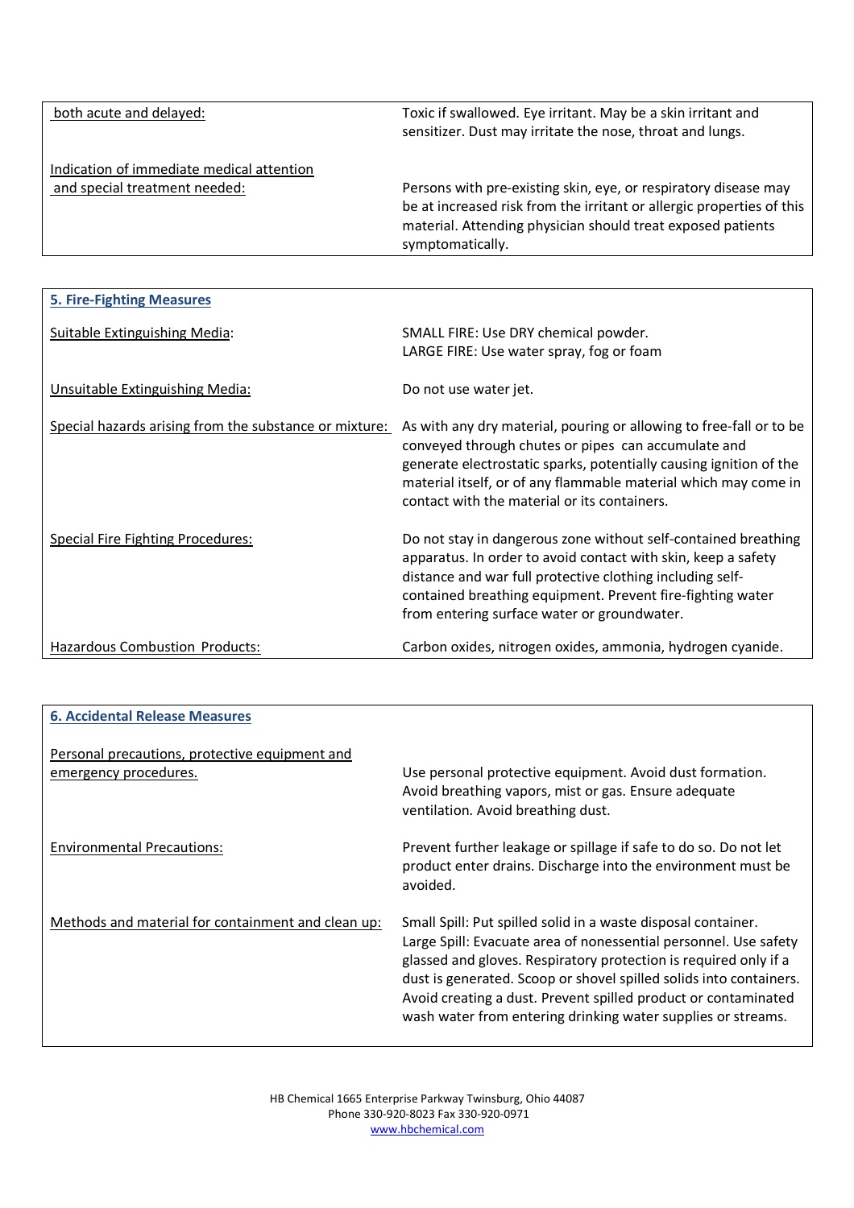| | |
|---|---|
| both acute and delayed: | Toxic if swallowed. Eye irritant. May be a skin irritant and sensitizer. Dust may irritate the nose, throat and lungs. |
| Indication of immediate medical attention and special treatment needed: | Persons with pre-existing skin, eye, or respiratory disease may be at increased risk from the irritant or allergic properties of this material. Attending physician should treat exposed patients symptomatically. |

## 5. Fire-Fighting Measures

| | |
|---|---|
| Suitable Extinguishing Media: | SMALL FIRE: Use DRY chemical powder.<br>LARGE FIRE: Use water spray, fog or foam |
| Unsuitable Extinguishing Media: | Do not use water jet. |
| Special hazards arising from the substance or mixture: | As with any dry material, pouring or allowing to free-fall or to be conveyed through chutes or pipes can accumulate and generate electrostatic sparks, potentially causing ignition of the material itself, or of any flammable material which may come in contact with the material or its containers. |
| Special Fire Fighting Procedures: | Do not stay in dangerous zone without self-contained breathing apparatus. In order to avoid contact with skin, keep a safety distance and war full protective clothing including self-contained breathing equipment. Prevent fire-fighting water from entering surface water or groundwater. |
| Hazardous Combustion Products: | Carbon oxides, nitrogen oxides, ammonia, hydrogen cyanide. |

## 6. Accidental Release Measures

| | |
|---|---|
| Personal precautions, protective equipment and emergency procedures. | Use personal protective equipment. Avoid dust formation. Avoid breathing vapors, mist or gas. Ensure adequate ventilation. Avoid breathing dust. |
| Environmental Precautions: | Prevent further leakage or spillage if safe to do so. Do not let product enter drains. Discharge into the environment must be avoided. |
| Methods and material for containment and clean up: | Small Spill: Put spilled solid in a waste disposal container.<br>Large Spill: Evacuate area of nonessential personnel. Use safety glassed and gloves. Respiratory protection is required only if a dust is generated. Scoop or shovel spilled solids into containers. Avoid creating a dust. Prevent spilled product or contaminated wash water from entering drinking water supplies or streams. |

HB Chemical 1665 Enterprise Parkway Twinsburg, Ohio 44087
Phone 330-920-8023 Fax 330-920-0971
www.hbchemical.com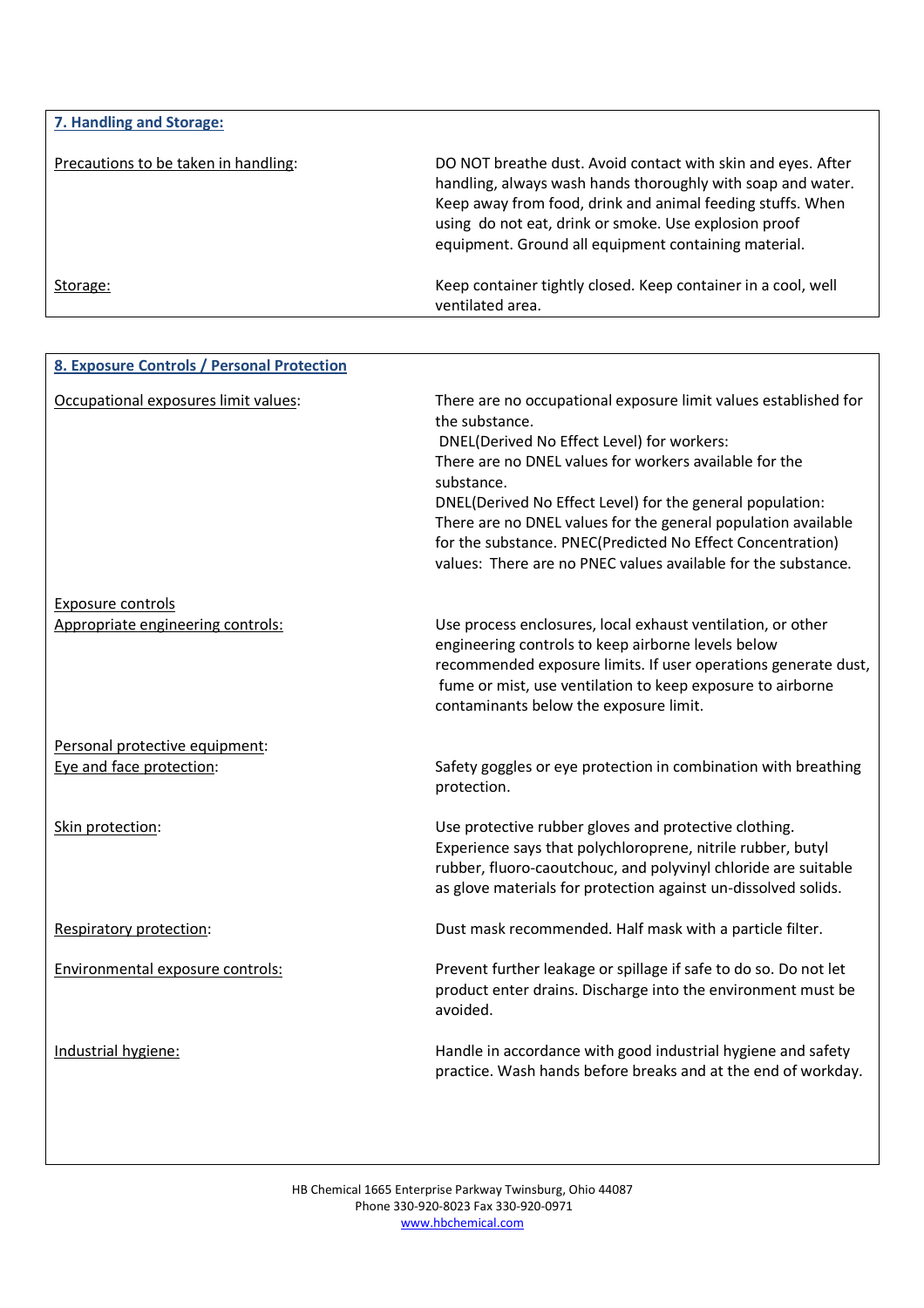## 7. Handling and Storage:

| | |
|---|---|
| Precautions to be taken in handling: | DO NOT breathe dust. Avoid contact with skin and eyes. After handling, always wash hands thoroughly with soap and water. Keep away from food, drink and animal feeding stuffs. When using do not eat, drink or smoke. Use explosion proof equipment. Ground all equipment containing material. |
| Storage: | Keep container tightly closed. Keep container in a cool, well ventilated area. |

## 8. Exposure Controls / Personal Protection

| | |
|---|---|
| Occupational exposures limit values: | There are no occupational exposure limit values established for the substance. DNEL(Derived No Effect Level) for workers: There are no DNEL values for workers available for the substance. DNEL(Derived No Effect Level) for the general population: There are no DNEL values for the general population available for the substance. PNEC(Predicted No Effect Concentration) values: There are no PNEC values available for the substance. |
| Exposure controls | |
| Appropriate engineering controls: | Use process enclosures, local exhaust ventilation, or other engineering controls to keep airborne levels below recommended exposure limits. If user operations generate dust, fume or mist, use ventilation to keep exposure to airborne contaminants below the exposure limit. |
| Personal protective equipment: | |
| Eye and face protection: | Safety goggles or eye protection in combination with breathing protection. |
| Skin protection: | Use protective rubber gloves and protective clothing. Experience says that polychloroprene, nitrile rubber, butyl rubber, fluoro-caoutchouc, and polyvinyl chloride are suitable as glove materials for protection against un-dissolved solids. |
| Respiratory protection: | Dust mask recommended. Half mask with a particle filter. |
| Environmental exposure controls: | Prevent further leakage or spillage if safe to do so. Do not let product enter drains. Discharge into the environment must be avoided. |
| Industrial hygiene: | Handle in accordance with good industrial hygiene and safety practice. Wash hands before breaks and at the end of workday. |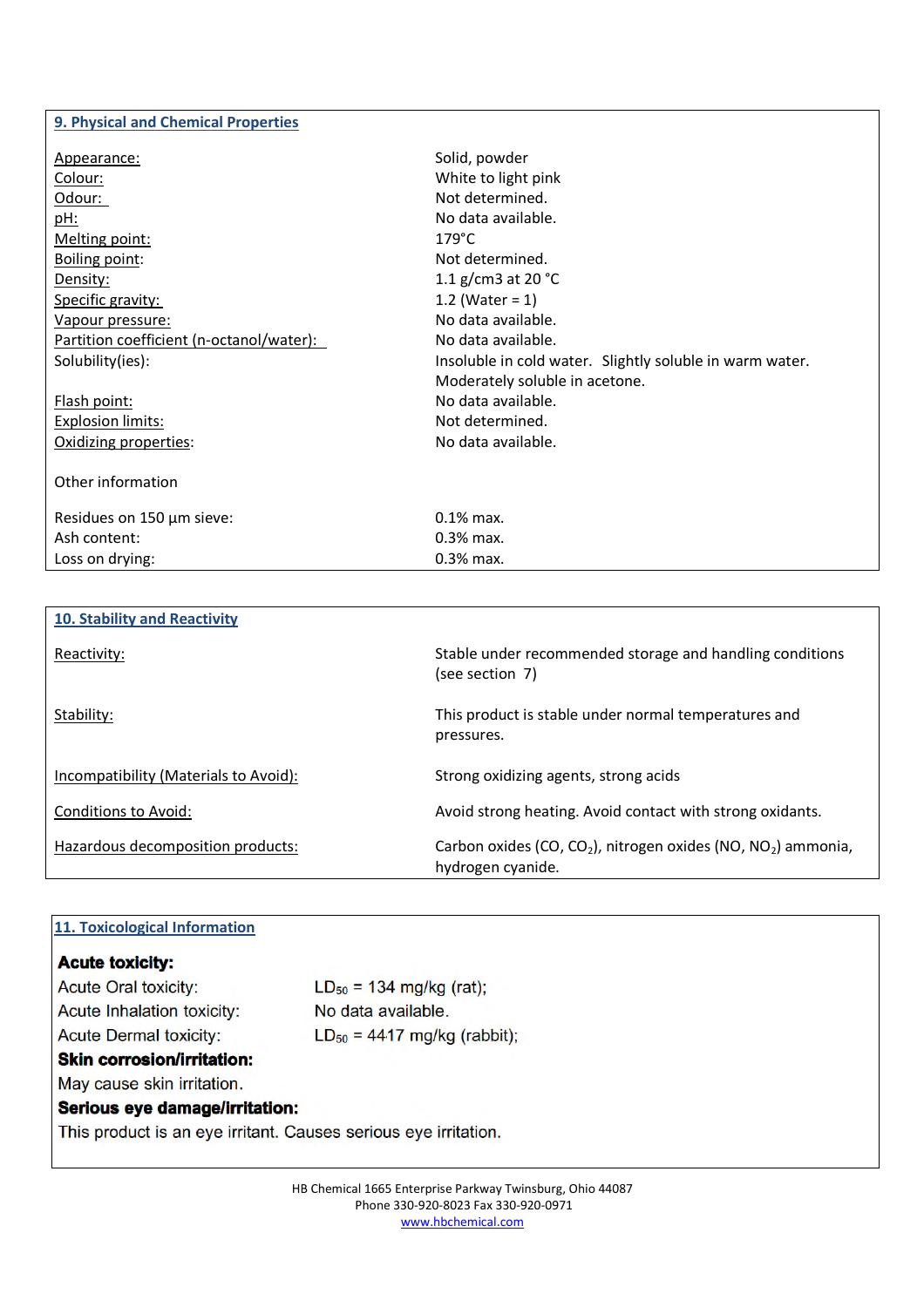## 9. Physical and Chemical Properties

| | |
|---|---|
| Appearance: | Solid, powder |
| Colour: | White to light pink |
| Odour: | Not determined. |
| pH: | No data available. |
| Melting point: | 179°C |
| Boiling point: | Not determined. |
| Density: | 1.1 g/cm3 at 20 °C |
| Specific gravity: | 1.2 (Water = 1) |
| Vapour pressure: | No data available. |
| Partition coefficient (n-octanol/water): | No data available. |
| Solubility(ies): | Insoluble in cold water. Slightly soluble in warm water. Moderately soluble in acetone. |
| Flash point: | No data available. |
| Explosion limits: | Not determined. |
| Oxidizing properties: | No data available. |

Other information

| | |
|---|---|
| Residues on 150 µm sieve: | 0.1% max. |
| Ash content: | 0.3% max. |
| Loss on drying: | 0.3% max. |

## 10. Stability and Reactivity

| | |
|---|---|
| Reactivity: | Stable under recommended storage and handling conditions (see section 7) |
| Stability: | This product is stable under normal temperatures and pressures. |
| Incompatibility (Materials to Avoid): | Strong oxidizing agents, strong acids |
| Conditions to Avoid: | Avoid strong heating. Avoid contact with strong oxidants. |
| Hazardous decomposition products: | Carbon oxides ($CO$, $CO_2$), nitrogen oxides ($NO$, $NO_2$) ammonia, hydrogen cyanide. |

## 11. Toxicological Information

**Acute toxicity:**

Acute Oral toxicity: $LD_{50}$ = 134 mg/kg (rat);

Acute Inhalation toxicity: No data available.

Acute Dermal toxicity: $LD_{50}$ = 4417 mg/kg (rabbit);

**Skin corrosion/irritation:**

May cause skin irritation.

**Serious eye damage/irritation:**

This product is an eye irritant. Causes serious eye irritation.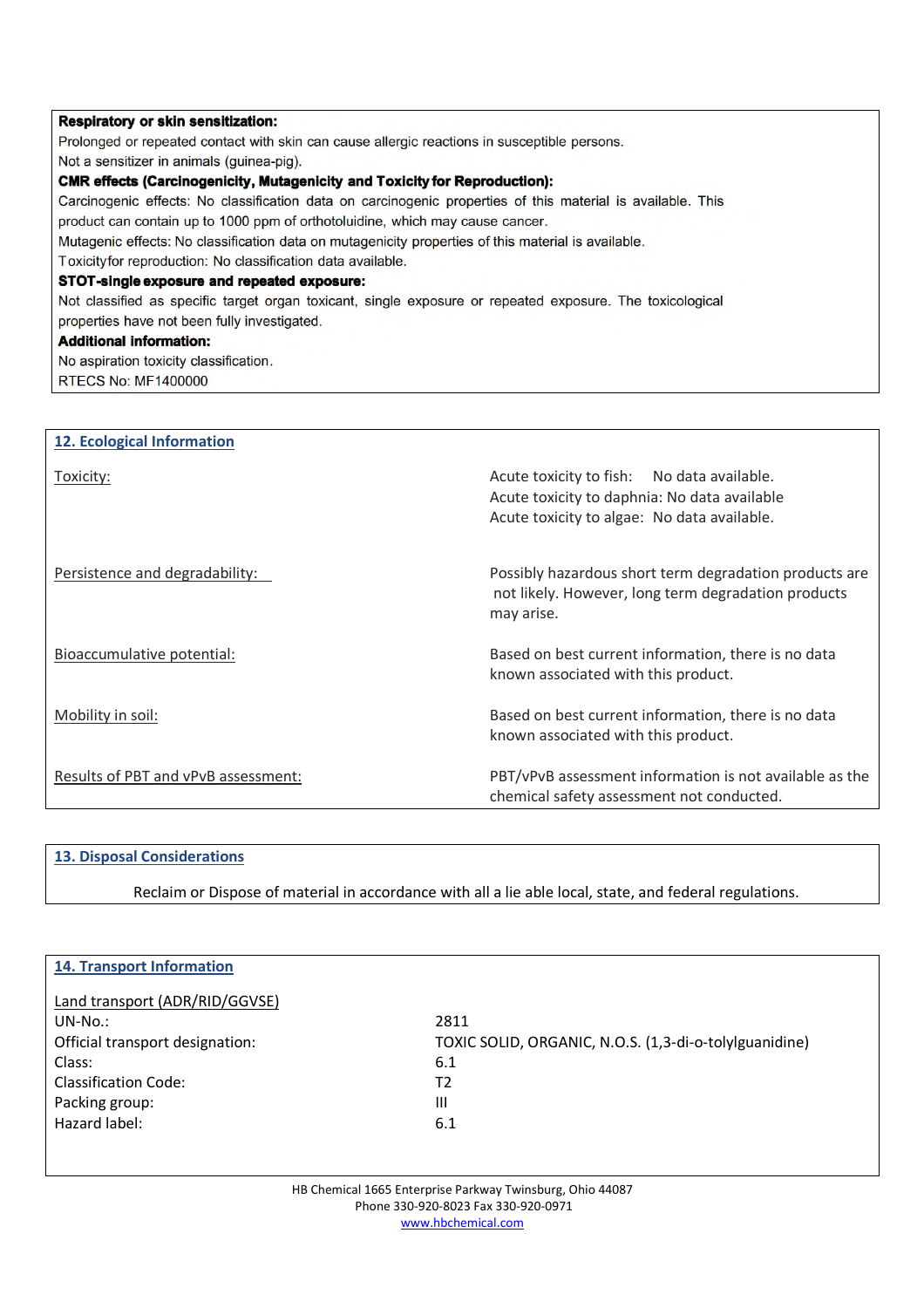**Respiratory or skin sensitization:**

Prolonged or repeated contact with skin can cause allergic reactions in susceptible persons.

Not a sensitizer in animals (guinea-pig).

**CMR effects (Carcinogenicity, Mutagenicity and Toxicity for Reproduction):**

Carcinogenic effects: No classification data on carcinogenic properties of this material is available. This product can contain up to 1000 ppm of orthotoluidine, which may cause cancer.

Mutagenic effects: No classification data on mutagenicity properties of this material is available.

Toxicityfor reproduction: No classification data available.

**STOT-single exposure and repeated exposure:**

Not classified as specific target organ toxicant, single exposure or repeated exposure. The toxicological properties have not been fully investigated.

**Additional information:**

No aspiration toxicity classification.

RTECS No: MF1400000

## 12. Ecological Information

| | |
|---|---|
| Toxicity: | Acute toxicity to fish: No data available.<br>Acute toxicity to daphnia: No data available<br>Acute toxicity to algae: No data available. |
| Persistence and degradability: | Possibly hazardous short term degradation products are not likely. However, long term degradation products may arise. |
| Bioaccumulative potential: | Based on best current information, there is no data known associated with this product. |
| Mobility in soil: | Based on best current information, there is no data known associated with this product. |
| Results of PBT and vPvB assessment: | PBT/vPvB assessment information is not available as the chemical safety assessment not conducted. |

## 13. Disposal Considerations

Reclaim or Dispose of material in accordance with all a lie able local, state, and federal regulations.

## 14. Transport Information

Land transport (ADR/RID/GGVSE)

| | |
|---|---|
| UN-No.: | 2811 |
| Official transport designation: | TOXIC SOLID, ORGANIC, N.O.S. (1,3-di-o-tolylguanidine) |
| Class: | 6.1 |
| Classification Code: | T2 |
| Packing group: | III |
| Hazard label: | 6.1 |

HB Chemical 1665 Enterprise Parkway Twinsburg, Ohio 44087
Phone 330-920-8023 Fax 330-920-0971
www.hbchemical.com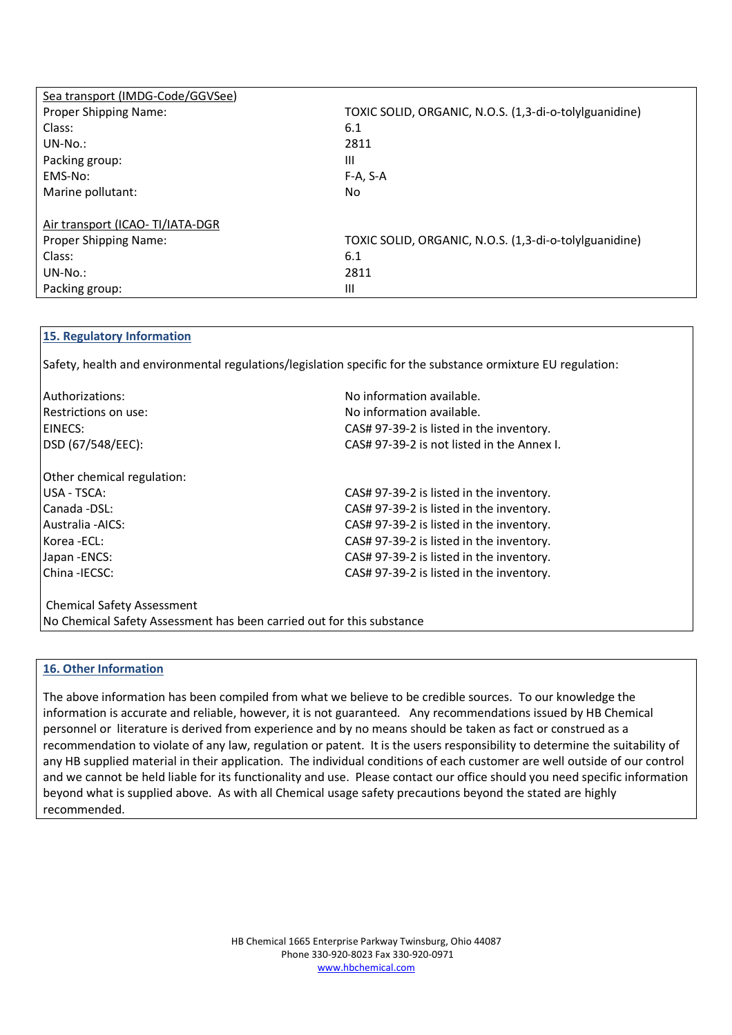| | |
|---|---|
| Sea transport (IMDG-Code/GGVSee) | |
| Proper Shipping Name: | TOXIC SOLID, ORGANIC, N.O.S. (1,3-di-o-tolylguanidine) |
| Class: | 6.1 |
| UN-No.: | 2811 |
| Packing group: | III |
| EMS-No: | F-A, S-A |
| Marine pollutant: | No |
| | |
| Air transport (ICAO- TI/IATA-DGR | |
| Proper Shipping Name: | TOXIC SOLID, ORGANIC, N.O.S. (1,3-di-o-tolylguanidine) |
| Class: | 6.1 |
| UN-No.: | 2811 |
| Packing group: | III |

## 15. Regulatory Information

Safety, health and environmental regulations/legislation specific for the substance ormixture EU regulation:

| | |
|---|---|
| Authorizations: | No information available. |
| Restrictions on use: | No information available. |
| EINECS: | CAS# 97-39-2 is listed in the inventory. |
| DSD (67/548/EEC): | CAS# 97-39-2 is not listed in the Annex I. |

Other chemical regulation:

| | |
|---|---|
| USA - TSCA: | CAS# 97-39-2 is listed in the inventory. |
| Canada -DSL: | CAS# 97-39-2 is listed in the inventory. |
| Australia -AICS: | CAS# 97-39-2 is listed in the inventory. |
| Korea -ECL: | CAS# 97-39-2 is listed in the inventory. |
| Japan -ENCS: | CAS# 97-39-2 is listed in the inventory. |
| China -IECSC: | CAS# 97-39-2 is listed in the inventory. |

Chemical Safety Assessment

No Chemical Safety Assessment has been carried out for this substance

## 16. Other Information

The above information has been compiled from what we believe to be credible sources. To our knowledge the information is accurate and reliable, however, it is not guaranteed. Any recommendations issued by HB Chemical personnel or literature is derived from experience and by no means should be taken as fact or construed as a recommendation to violate of any law, regulation or patent. It is the users responsibility to determine the suitability of any HB supplied material in their application. The individual conditions of each customer are well outside of our control and we cannot be held liable for its functionality and use. Please contact our office should you need specific information beyond what is supplied above. As with all Chemical usage safety precautions beyond the stated are highly recommended.